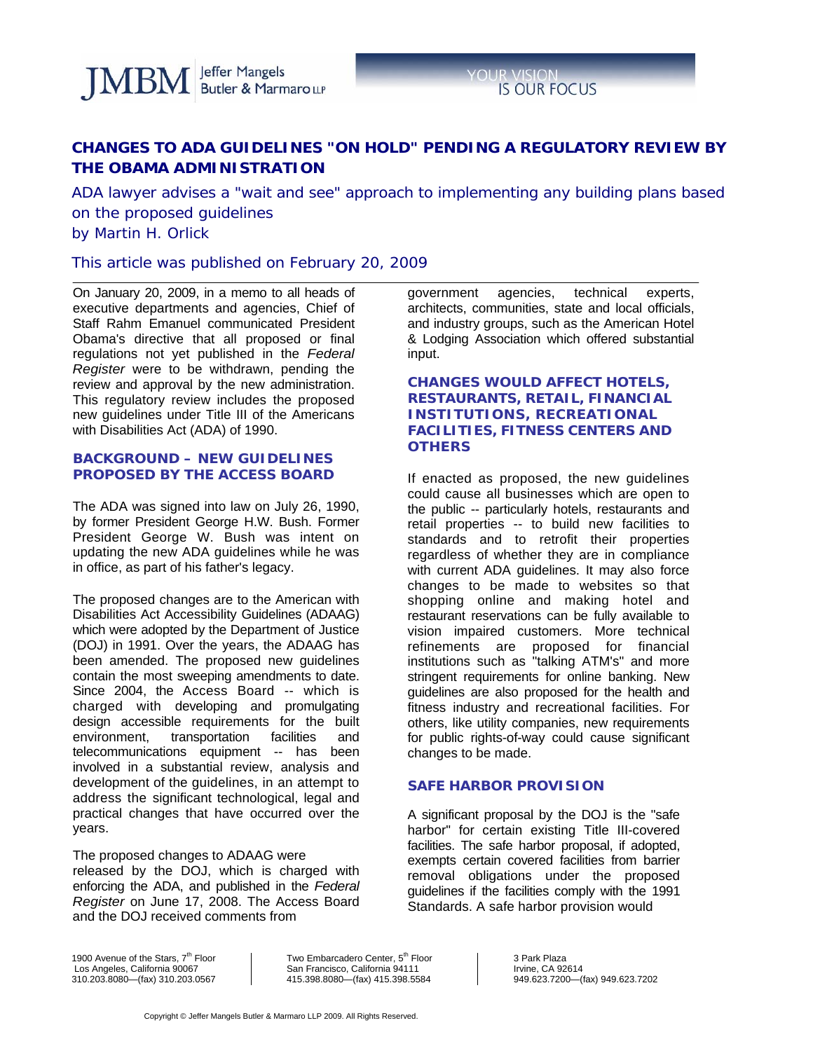# CHANGES TO ADA GUIDELINES "ON HOLD" PENDING A REGULATORY REVIEW BY THE OBAMA ADMINISTRATION

ADA lawyer advises a "wait and see" approach to implementing any building plans based on the proposed guidelines

by Martin H. Orlick

This article was published on February 20, 2009

On January 20, 2009, in a memo to all heads of executive departments and agencies, Chief of Staff Rahm Emanuel communicated President Obama's directive that all proposed or final regulations not yet published in the *Federal Register* were to be withdrawn, pending the review and approval by the new administration. This regulatory review includes the proposed new guidelines under Title III of the Americans with Disabilities Act (ADA) of 1990.

## BACKGROUND – NEW GUIDELINES PROPOSED BY THE ACCESS BOARD

The ADA was signed into law on July 26, 1990, by former President George H.W. Bush. Former President George W. Bush was intent on updating the new ADA guidelines while he was in office, as part of his father's legacy.

The proposed changes are to the American with Disabilities Act Accessibility Guidelines (ADAAG) which were adopted by the Department of Justice (DOJ) in 1991. Over the years, the ADAAG has been amended. The proposed new guidelines contain the most sweeping amendments to date. Since 2004, the Access Board -- which is charged with developing and promulgating design accessible requirements for the built environment, transportation facilities and telecommunications equipment -- has been involved in a substantial review, analysis and development of the guidelines, in an attempt to address the significant technological, legal and practical changes that have occurred over the years.

The proposed changes to ADAAG were released by the DOJ, which is charged with enforcing the ADA, and published in the *Federal Register* on June 17, 2008. The Access Board and the DOJ received comments from government agencies, technical experts, architects, communities, state and local officials, and industry groups, such as the American Hotel & Lodging Association which offered substantial input.

## CHANGES WOULD AFFECT HOTELS, RESTAURANTS, RETAIL, FINANCIAL INSTITUTIONS, RECREATIONAL FACILITIES, FITNESS CENTERS AND OTHERS

If enacted as proposed, the new guidelines could cause all businesses which are open to the public -- particularly hotels, restaurants and retail properties -- to build new facilities to standards and to retrofit their properties regardless of whether they are in compliance with current ADA guidelines. It may also force changes to be made to websites so that shopping online and making hotel and restaurant reservations can be fully available to vision impaired customers. More technical refinements are proposed for financial institutions such as "talking ATM's" and more stringent requirements for online banking. New guidelines are also proposed for the health and fitness industry and recreational facilities. For others, like utility companies, new requirements for public rights-of-way could cause significant changes to be made.

## SAFE HARBOR PROVISION

A significant proposal by the DOJ is the "safe harbor" for certain existing Title III-covered facilities. The safe harbor proposal, if adopted, exempts certain covered facilities from barrier removal obligations under the proposed guidelines if the facilities comply with the 1991 Standards. A safe harbor provision would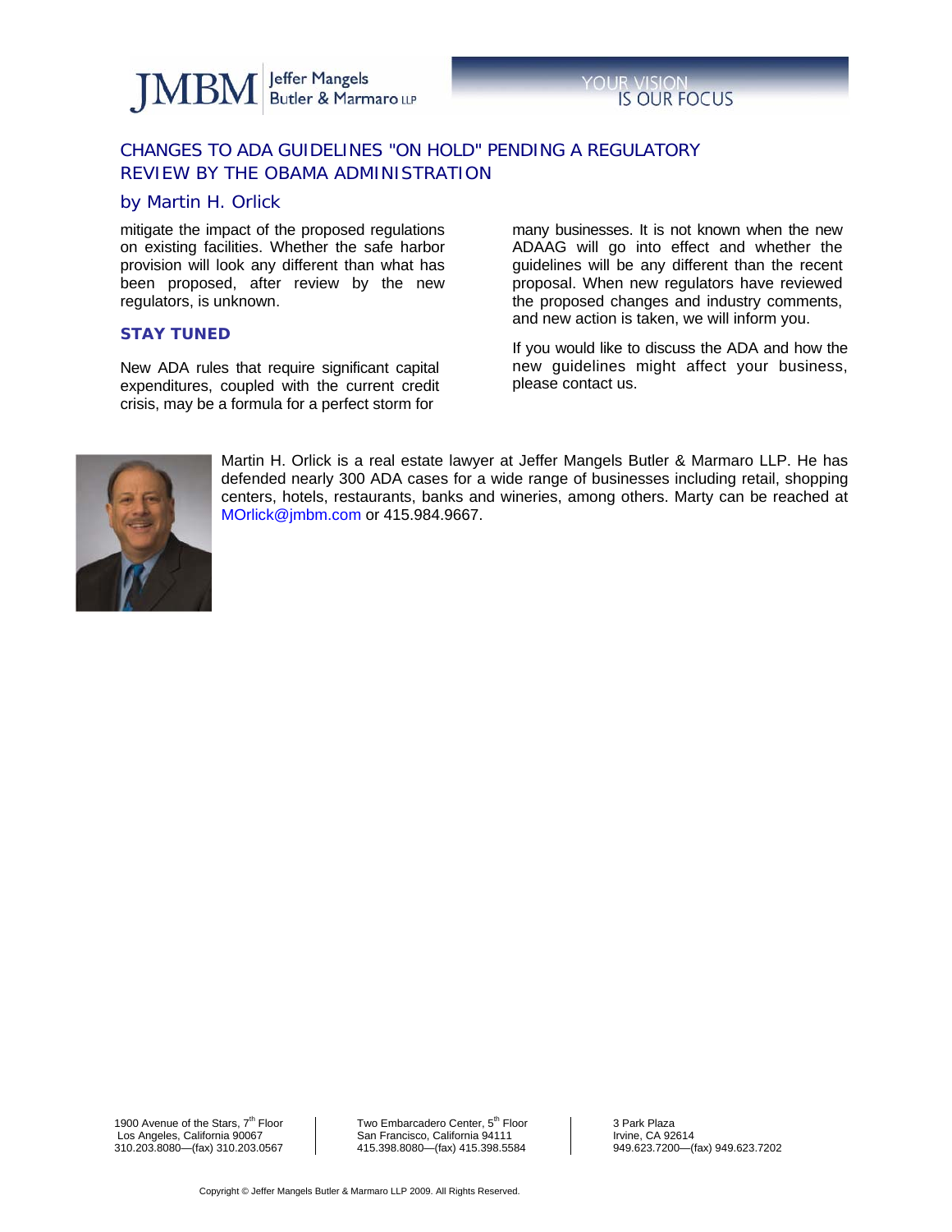# CHANGES TO ADA GUIDELINES "ON HOLD" PENDING A REGULATORY REVIEW BY THE OBAMA ADMINISTRATION

## by Martin H. Orlick

mitigate the impact of the proposed regulations on existing facilities. Whether the safe harbor provision will look any different than what has been proposed, after review by the new regulators, is unknown.

### STAY TUNED

New ADA rules that require significant capital expenditures, coupled with the current credit crisis, may be a formula for a perfect storm for many businesses. It is not known when the new ADAAG will go into effect and whether the guidelines will be any different than the recent proposal. When new regulators have reviewed the proposed changes and industry comments, and new action is taken, we will inform you.

If you would like to discuss the ADA and how the new guidelines might affect your business, please contact us.

Martin H. Orlick is a real estate lawyer at Jeffer Mangels Butler & Marmaro LLP. He has defended nearly 300 ADA cases for a wide range of businesses including retail, shopping centers, hotels, restaurants, banks and wineries, among others. Marty can be reached at MOrlick@jmbm.com or 415.984.9667.

1900 Avenue of the Stars, 7th Floor
Los Angeles, California 90067
310.203.8080—(fax) 310.203.0567

Two Embarcadero Center, 5th Floor
San Francisco, California 94111
415.398.8080—(fax) 415.398.5584

3 Park Plaza
Irvine, CA 92614
949.623.7200—(fax) 949.623.7202

Copyright © Jeffer Mangels Butler & Marmaro LLP 2009. All Rights Reserved.